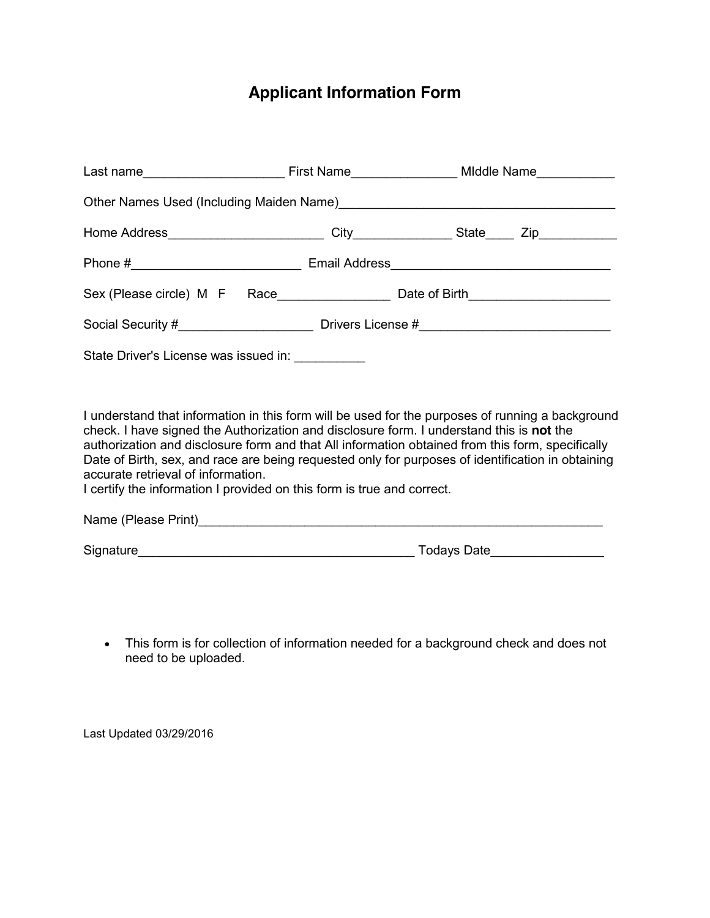# Applicant Information Form

Last name____________________ First Name_______________ MIddle Name___________

Other Names Used (Including Maiden Name)________________________________________

Home Address______________________ City______________ State____ Zip___________

Phone #________________________ Email Address_______________________________

Sex (Please circle) M F Race________________ Date of Birth____________________

Social Security #___________________ Drivers License #___________________________

State Driver's License was issued in: __________

I understand that information in this form will be used for the purposes of running a background check. I have signed the Authorization and disclosure form. I understand this is **not** the authorization and disclosure form and that All information obtained from this form, specifically Date of Birth, sex, and race are being requested only for purposes of identification in obtaining accurate retrieval of information.
I certify the information I provided on this form is true and correct.

Name (Please Print)___________________________________________________________

Signature________________________________________ Todays Date________________

- This form is for collection of information needed for a background check and does not need to be uploaded.

Last Updated 03/29/2016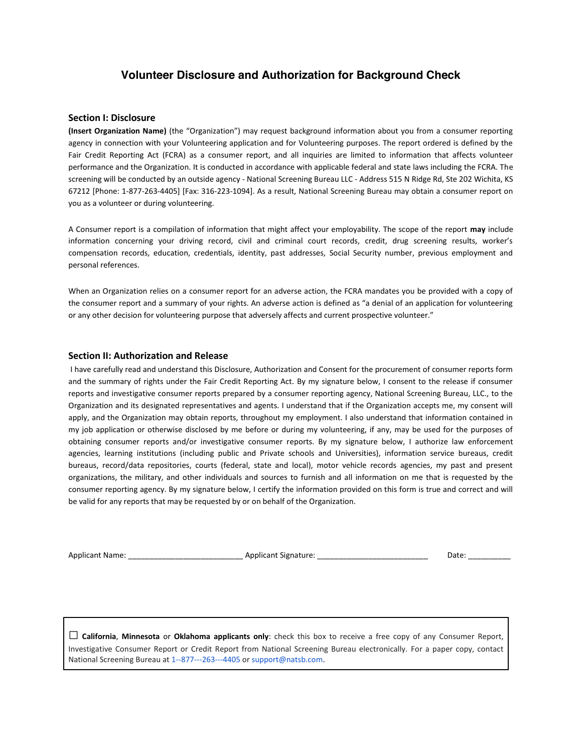# Volunteer Disclosure and Authorization for Background Check

## Section I: Disclosure

**(Insert Organization Name)** (the "Organization") may request background information about you from a consumer reporting agency in connection with your Volunteering application and for Volunteering purposes. The report ordered is defined by the Fair Credit Reporting Act (FCRA) as a consumer report, and all inquiries are limited to information that affects volunteer performance and the Organization. It is conducted in accordance with applicable federal and state laws including the FCRA. The screening will be conducted by an outside agency - National Screening Bureau LLC - Address 515 N Ridge Rd, Ste 202 Wichita, KS 67212 [Phone: 1-877-263-4405] [Fax: 316-223-1094]. As a result, National Screening Bureau may obtain a consumer report on you as a volunteer or during volunteering.

A Consumer report is a compilation of information that might affect your employability. The scope of the report **may** include information concerning your driving record, civil and criminal court records, credit, drug screening results, worker's compensation records, education, credentials, identity, past addresses, Social Security number, previous employment and personal references.

When an Organization relies on a consumer report for an adverse action, the FCRA mandates you be provided with a copy of the consumer report and a summary of your rights. An adverse action is defined as "a denial of an application for volunteering or any other decision for volunteering purpose that adversely affects and current prospective volunteer."

## Section II: Authorization and Release

I have carefully read and understand this Disclosure, Authorization and Consent for the procurement of consumer reports form and the summary of rights under the Fair Credit Reporting Act. By my signature below, I consent to the release if consumer reports and investigative consumer reports prepared by a consumer reporting agency, National Screening Bureau, LLC., to the Organization and its designated representatives and agents. I understand that if the Organization accepts me, my consent will apply, and the Organization may obtain reports, throughout my employment. I also understand that information contained in my job application or otherwise disclosed by me before or during my volunteering, if any, may be used for the purposes of obtaining consumer reports and/or investigative consumer reports. By my signature below, I authorize law enforcement agencies, learning institutions (including public and Private schools and Universities), information service bureaus, credit bureaus, record/data repositories, courts (federal, state and local), motor vehicle records agencies, my past and present organizations, the military, and other individuals and sources to furnish and all information on me that is requested by the consumer reporting agency. By my signature below, I certify the information provided on this form is true and correct and will be valid for any reports that may be requested by or on behalf of the Organization.

Applicant Name: __________________________ Applicant Signature: _________________________ Date: __________

☐ **California**, **Minnesota** or **Oklahoma applicants only**: check this box to receive a free copy of any Consumer Report, Investigative Consumer Report or Credit Report from National Screening Bureau electronically. For a paper copy, contact National Screening Bureau at 1--877---263---4405 or support@natsb.com.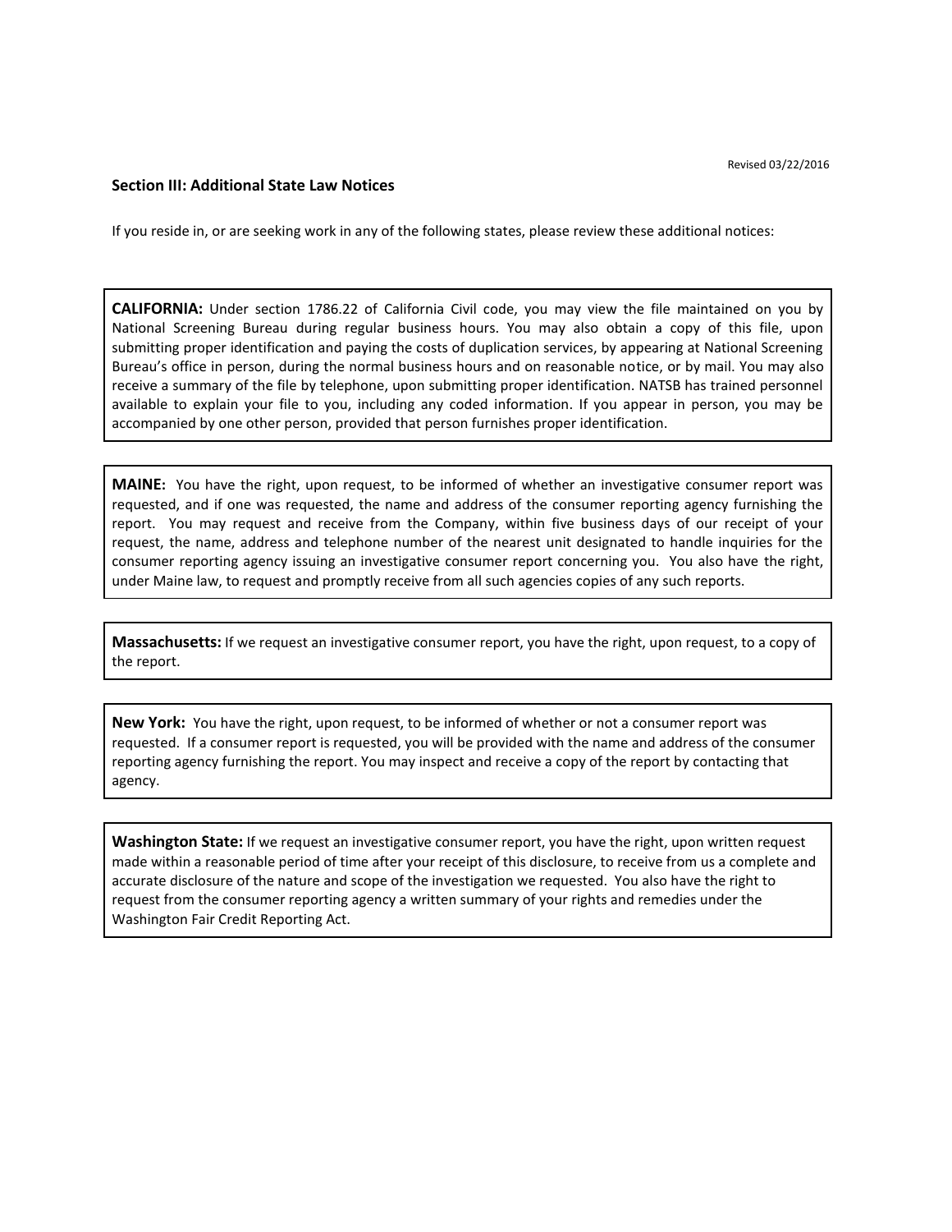Revised 03/22/2016

## Section III: Additional State Law Notices

If you reside in, or are seeking work in any of the following states, please review these additional notices:

**CALIFORNIA:** Under section 1786.22 of California Civil code, you may view the file maintained on you by National Screening Bureau during regular business hours. You may also obtain a copy of this file, upon submitting proper identification and paying the costs of duplication services, by appearing at National Screening Bureau's office in person, during the normal business hours and on reasonable notice, or by mail. You may also receive a summary of the file by telephone, upon submitting proper identification. NATSB has trained personnel available to explain your file to you, including any coded information. If you appear in person, you may be accompanied by one other person, provided that person furnishes proper identification.

**MAINE:** You have the right, upon request, to be informed of whether an investigative consumer report was requested, and if one was requested, the name and address of the consumer reporting agency furnishing the report. You may request and receive from the Company, within five business days of our receipt of your request, the name, address and telephone number of the nearest unit designated to handle inquiries for the consumer reporting agency issuing an investigative consumer report concerning you. You also have the right, under Maine law, to request and promptly receive from all such agencies copies of any such reports.

**Massachusetts:** If we request an investigative consumer report, you have the right, upon request, to a copy of the report.

**New York:** You have the right, upon request, to be informed of whether or not a consumer report was requested. If a consumer report is requested, you will be provided with the name and address of the consumer reporting agency furnishing the report. You may inspect and receive a copy of the report by contacting that agency.

**Washington State:** If we request an investigative consumer report, you have the right, upon written request made within a reasonable period of time after your receipt of this disclosure, to receive from us a complete and accurate disclosure of the nature and scope of the investigation we requested. You also have the right to request from the consumer reporting agency a written summary of your rights and remedies under the Washington Fair Credit Reporting Act.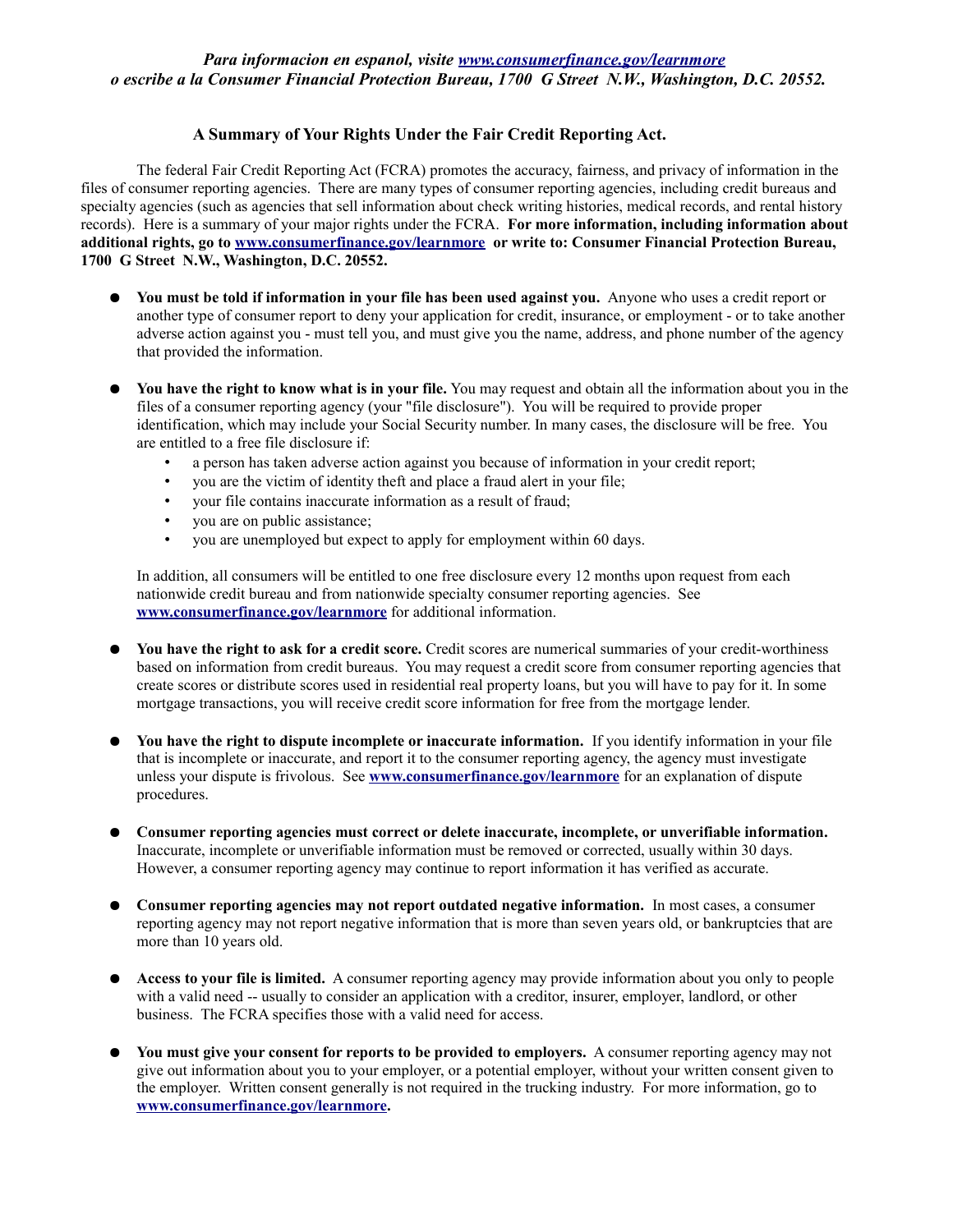*Para informacion en espanol, visite [www.consumerfinance.gov/learnmore](www.consumerfinance.gov/learnmore)*
*o escribe a la Consumer Financial Protection Bureau, 1700 G Street N.W., Washington, D.C. 20552.*

## A Summary of Your Rights Under the Fair Credit Reporting Act.

The federal Fair Credit Reporting Act (FCRA) promotes the accuracy, fairness, and privacy of information in the files of consumer reporting agencies. There are many types of consumer reporting agencies, including credit bureaus and specialty agencies (such as agencies that sell information about check writing histories, medical records, and rental history records). Here is a summary of your major rights under the FCRA. **For more information, including information about additional rights, go to [www.consumerfinance.gov/learnmore](www.consumerfinance.gov/learnmore) or write to: Consumer Financial Protection Bureau, 1700 G Street N.W., Washington, D.C. 20552.**

- **You must be told if information in your file has been used against you.** Anyone who uses a credit report or another type of consumer report to deny your application for credit, insurance, or employment - or to take another adverse action against you - must tell you, and must give you the name, address, and phone number of the agency that provided the information.

- **You have the right to know what is in your file.** You may request and obtain all the information about you in the files of a consumer reporting agency (your "file disclosure"). You will be required to provide proper identification, which may include your Social Security number. In many cases, the disclosure will be free. You are entitled to a free file disclosure if:
  - a person has taken adverse action against you because of information in your credit report;
  - you are the victim of identity theft and place a fraud alert in your file;
  - your file contains inaccurate information as a result of fraud;
  - you are on public assistance;
  - you are unemployed but expect to apply for employment within 60 days.

  In addition, all consumers will be entitled to one free disclosure every 12 months upon request from each nationwide credit bureau and from nationwide specialty consumer reporting agencies. See **[www.consumerfinance.gov/learnmore](www.consumerfinance.gov/learnmore)** for additional information.

- **You have the right to ask for a credit score.** Credit scores are numerical summaries of your credit-worthiness based on information from credit bureaus. You may request a credit score from consumer reporting agencies that create scores or distribute scores used in residential real property loans, but you will have to pay for it. In some mortgage transactions, you will receive credit score information for free from the mortgage lender.

- **You have the right to dispute incomplete or inaccurate information.** If you identify information in your file that is incomplete or inaccurate, and report it to the consumer reporting agency, the agency must investigate unless your dispute is frivolous. See **[www.consumerfinance.gov/learnmore](www.consumerfinance.gov/learnmore)** for an explanation of dispute procedures.

- **Consumer reporting agencies must correct or delete inaccurate, incomplete, or unverifiable information.** Inaccurate, incomplete or unverifiable information must be removed or corrected, usually within 30 days. However, a consumer reporting agency may continue to report information it has verified as accurate.

- **Consumer reporting agencies may not report outdated negative information.** In most cases, a consumer reporting agency may not report negative information that is more than seven years old, or bankruptcies that are more than 10 years old.

- **Access to your file is limited.** A consumer reporting agency may provide information about you only to people with a valid need -- usually to consider an application with a creditor, insurer, employer, landlord, or other business. The FCRA specifies those with a valid need for access.

- **You must give your consent for reports to be provided to employers.** A consumer reporting agency may not give out information about you to your employer, or a potential employer, without your written consent given to the employer. Written consent generally is not required in the trucking industry. For more information, go to **[www.consumerfinance.gov/learnmore](www.consumerfinance.gov/learnmore).**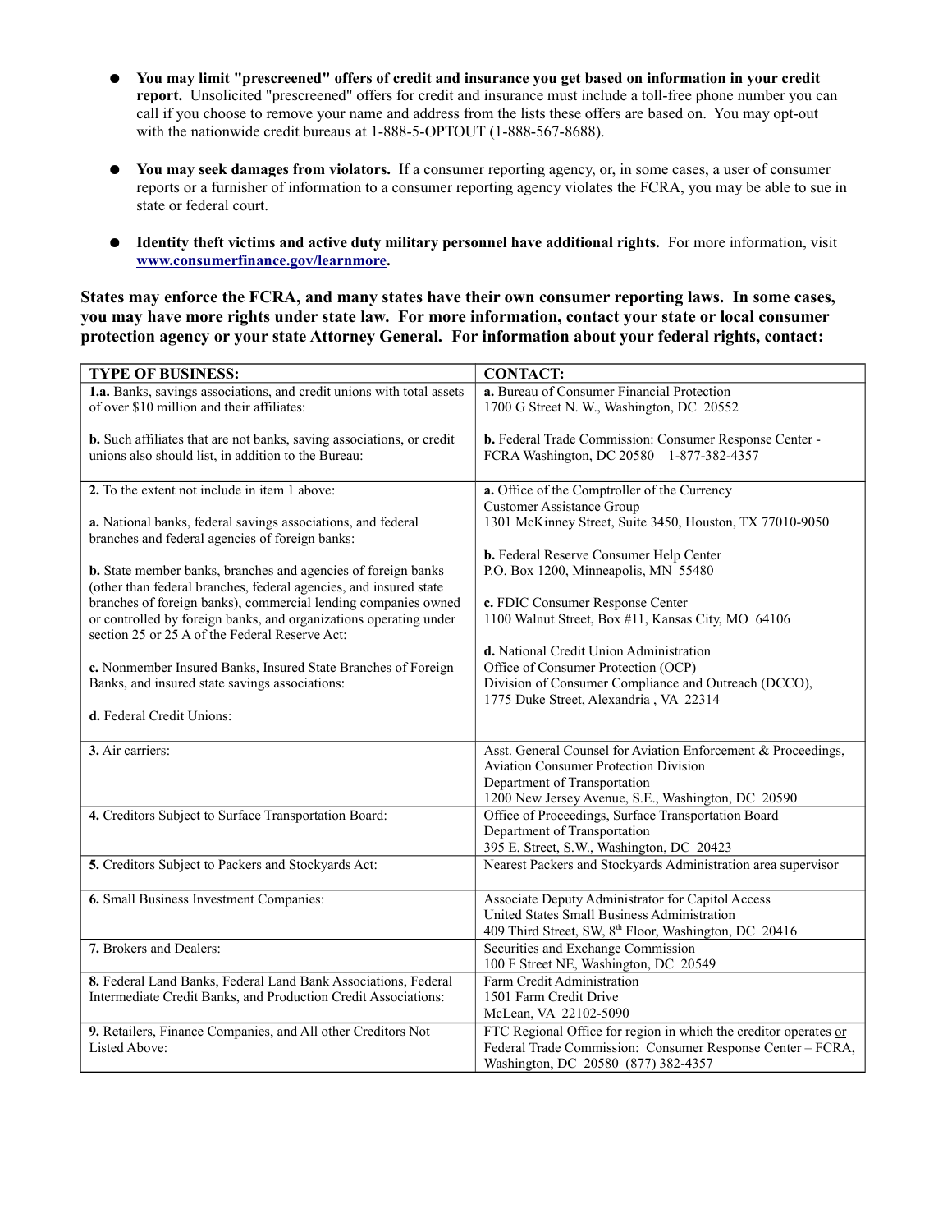- **You may limit "prescreened" offers of credit and insurance you get based on information in your credit report.** Unsolicited "prescreened" offers for credit and insurance must include a toll-free phone number you can call if you choose to remove your name and address from the lists these offers are based on. You may opt-out with the nationwide credit bureaus at 1-888-5-OPTOUT (1-888-567-8688).

- **You may seek damages from violators.** If a consumer reporting agency, or, in some cases, a user of consumer reports or a furnisher of information to a consumer reporting agency violates the FCRA, you may be able to sue in state or federal court.

- **Identity theft victims and active duty military personnel have additional rights.** For more information, visit **www.consumerfinance.gov/learnmore.**

**States may enforce the FCRA, and many states have their own consumer reporting laws. In some cases, you may have more rights under state law. For more information, contact your state or local consumer protection agency or your state Attorney General. For information about your federal rights, contact:**

| TYPE OF BUSINESS: | CONTACT: |
|---|---|
| **1.a.** Banks, savings associations, and credit unions with total assets of over $10 million and their affiliates:<br><br>**b.** Such affiliates that are not banks, saving associations, or credit unions also should list, in addition to the Bureau: | **a.** Bureau of Consumer Financial Protection<br>1700 G Street N. W., Washington, DC 20552<br><br>**b.** Federal Trade Commission: Consumer Response Center - FCRA Washington, DC 20580 1-877-382-4357 |
| **2.** To the extent not include in item 1 above:<br><br>**a.** National banks, federal savings associations, and federal branches and federal agencies of foreign banks:<br><br>**b.** State member banks, branches and agencies of foreign banks (other than federal branches, federal agencies, and insured state branches of foreign banks), commercial lending companies owned or controlled by foreign banks, and organizations operating under section 25 or 25 A of the Federal Reserve Act:<br><br>**c.** Nonmember Insured Banks, Insured State Branches of Foreign Banks, and insured state savings associations:<br><br>**d.** Federal Credit Unions: | **a.** Office of the Comptroller of the Currency<br>Customer Assistance Group<br>1301 McKinney Street, Suite 3450, Houston, TX 77010-9050<br><br>**b.** Federal Reserve Consumer Help Center<br>P.O. Box 1200, Minneapolis, MN 55480<br><br>**c.** FDIC Consumer Response Center<br>1100 Walnut Street, Box #11, Kansas City, MO 64106<br><br>**d.** National Credit Union Administration<br>Office of Consumer Protection (OCP)<br>Division of Consumer Compliance and Outreach (DCCO),<br>1775 Duke Street, Alexandria , VA 22314 |
| **3.** Air carriers: | Asst. General Counsel for Aviation Enforcement & Proceedings,<br>Aviation Consumer Protection Division<br>Department of Transportation<br>1200 New Jersey Avenue, S.E., Washington, DC 20590 |
| **4.** Creditors Subject to Surface Transportation Board: | Office of Proceedings, Surface Transportation Board<br>Department of Transportation<br>395 E. Street, S.W., Washington, DC 20423 |
| **5.** Creditors Subject to Packers and Stockyards Act: | Nearest Packers and Stockyards Administration area supervisor |
| **6.** Small Business Investment Companies: | Associate Deputy Administrator for Capitol Access<br>United States Small Business Administration<br>409 Third Street, SW, 8th Floor, Washington, DC 20416 |
| **7.** Brokers and Dealers: | Securities and Exchange Commission<br>100 F Street NE, Washington, DC 20549 |
| **8.** Federal Land Banks, Federal Land Bank Associations, Federal Intermediate Credit Banks, and Production Credit Associations: | Farm Credit Administration<br>1501 Farm Credit Drive<br>McLean, VA 22102-5090 |
| **9.** Retailers, Finance Companies, and All other Creditors Not Listed Above: | FTC Regional Office for region in which the creditor operates or Federal Trade Commission: Consumer Response Center – FCRA, Washington, DC 20580 (877) 382-4357 |